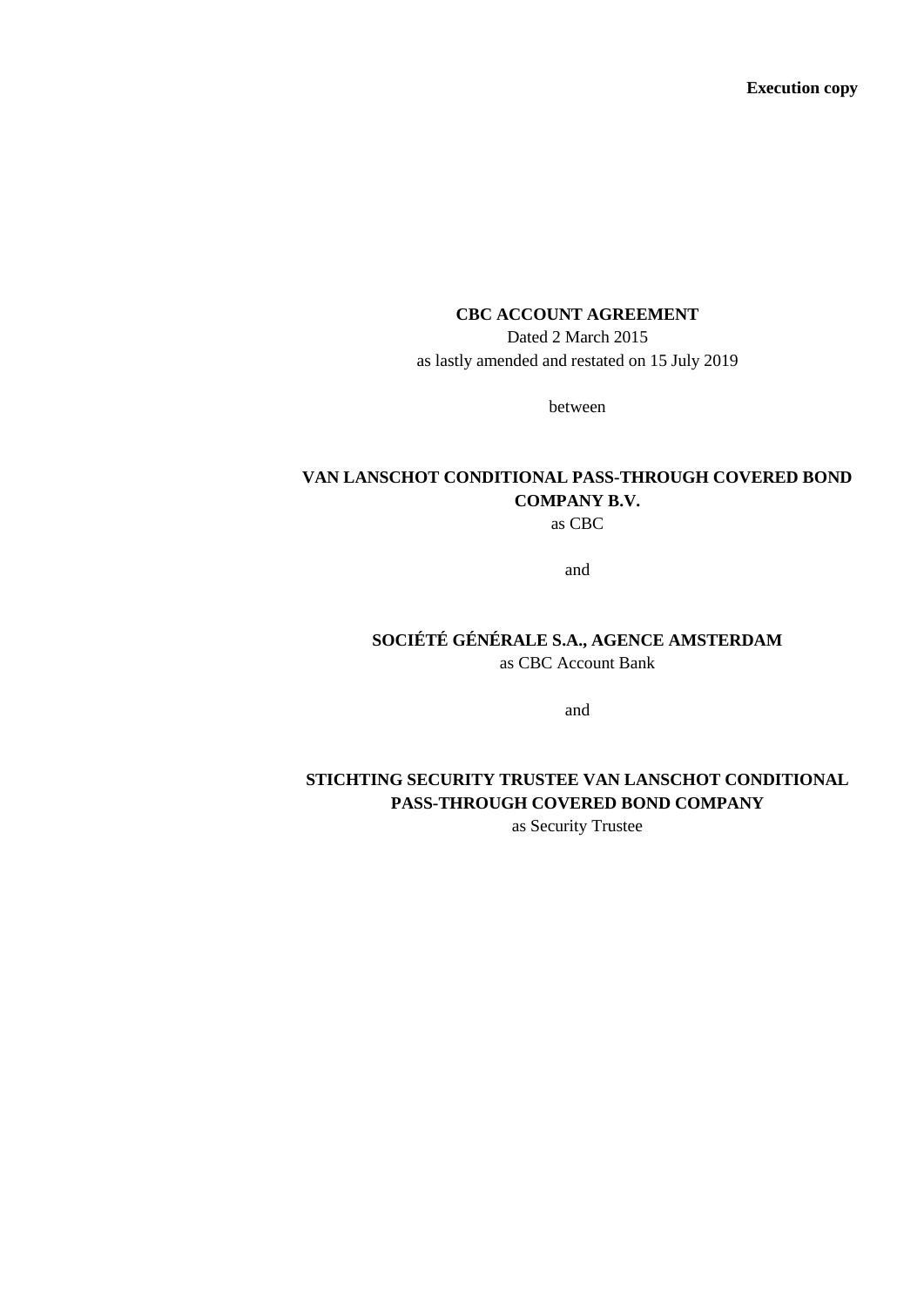**Execution copy**

# CBC ACCOUNT AGREEMENT

Dated 2 March 2015

as lastly amended and restated on 15 July 2019

between

**VAN LANSCHOT CONDITIONAL PASS-THROUGH COVERED BOND COMPANY B.V.**

as CBC

and

**SOCIÉTÉ GÉNÉRALE S.A., AGENCE AMSTERDAM**

as CBC Account Bank

and

**STICHTING SECURITY TRUSTEE VAN LANSCHOT CONDITIONAL PASS-THROUGH COVERED BOND COMPANY**

as Security Trustee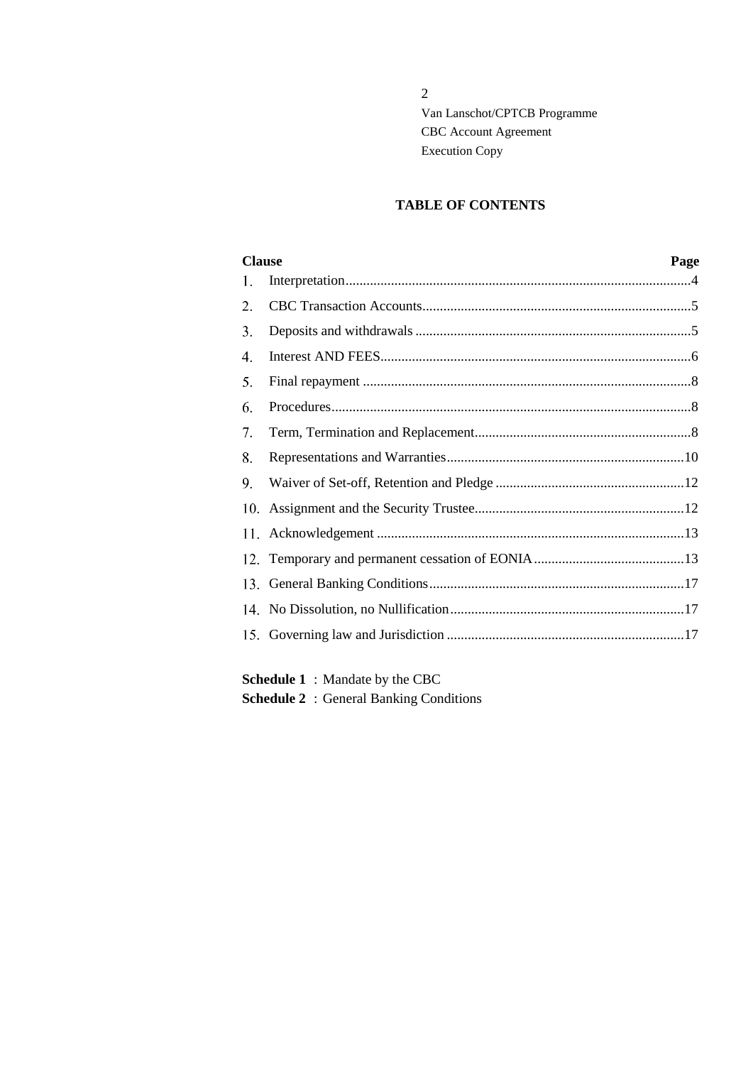# TABLE OF CONTENTS

| Clause | | Page |
|---|---|---|
| 1. | Interpretation | 4 |
| 2. | CBC Transaction Accounts | 5 |
| 3. | Deposits and withdrawals | 5 |
| 4. | Interest AND FEES | 6 |
| 5. | Final repayment | 8 |
| 6. | Procedures | 8 |
| 7. | Term, Termination and Replacement | 8 |
| 8. | Representations and Warranties | 10 |
| 9. | Waiver of Set-off, Retention and Pledge | 12 |
| 10. | Assignment and the Security Trustee | 12 |
| 11. | Acknowledgement | 13 |
| 12. | Temporary and permanent cessation of EONIA | 13 |
| 13. | General Banking Conditions | 17 |
| 14. | No Dissolution, no Nullification | 17 |
| 15. | Governing law and Jurisdiction | 17 |

**Schedule 1** : Mandate by the CBC
**Schedule 2** : General Banking Conditions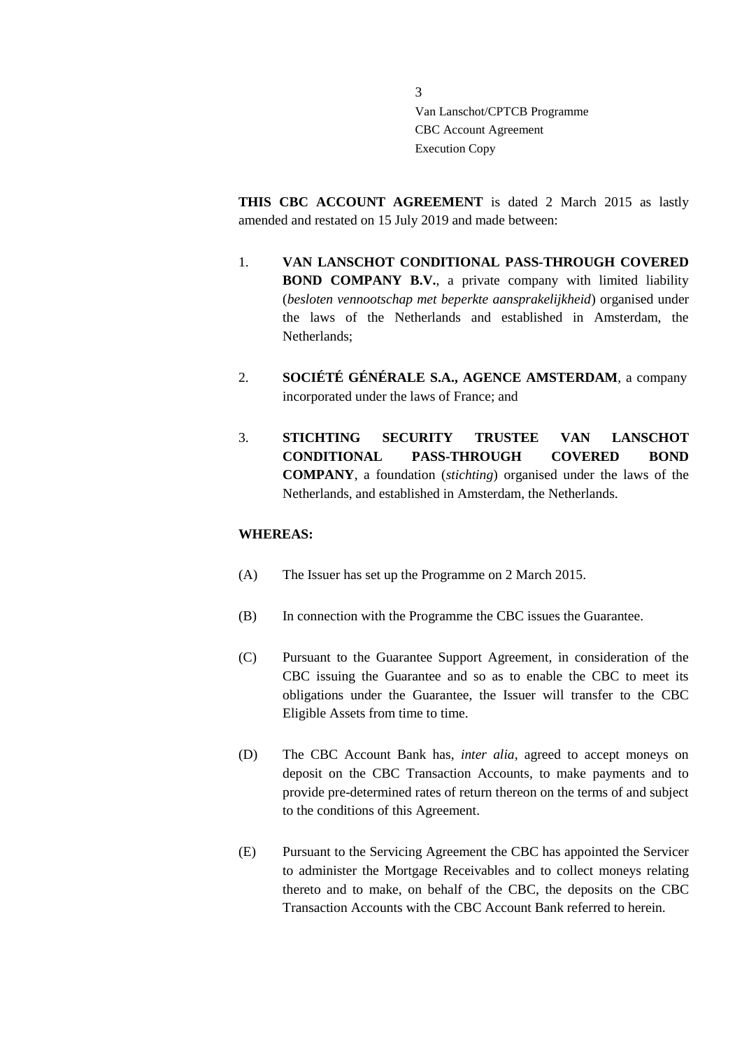**THIS CBC ACCOUNT AGREEMENT** is dated 2 March 2015 as lastly amended and restated on 15 July 2019 and made between:

1. **VAN LANSCHOT CONDITIONAL PASS-THROUGH COVERED BOND COMPANY B.V.**, a private company with limited liability (*besloten vennootschap met beperkte aansprakelijkheid*) organised under the laws of the Netherlands and established in Amsterdam, the Netherlands;

2. **SOCIÉTÉ GÉNÉRALE S.A., AGENCE AMSTERDAM**, a company incorporated under the laws of France; and

3. **STICHTING SECURITY TRUSTEE VAN LANSCHOT CONDITIONAL PASS-THROUGH COVERED BOND COMPANY**, a foundation (*stichting*) organised under the laws of the Netherlands, and established in Amsterdam, the Netherlands.

**WHEREAS:**

(A) The Issuer has set up the Programme on 2 March 2015.

(B) In connection with the Programme the CBC issues the Guarantee.

(C) Pursuant to the Guarantee Support Agreement, in consideration of the CBC issuing the Guarantee and so as to enable the CBC to meet its obligations under the Guarantee, the Issuer will transfer to the CBC Eligible Assets from time to time.

(D) The CBC Account Bank has, *inter alia*, agreed to accept moneys on deposit on the CBC Transaction Accounts, to make payments and to provide pre-determined rates of return thereon on the terms of and subject to the conditions of this Agreement.

(E) Pursuant to the Servicing Agreement the CBC has appointed the Servicer to administer the Mortgage Receivables and to collect moneys relating thereto and to make, on behalf of the CBC, the deposits on the CBC Transaction Accounts with the CBC Account Bank referred to herein.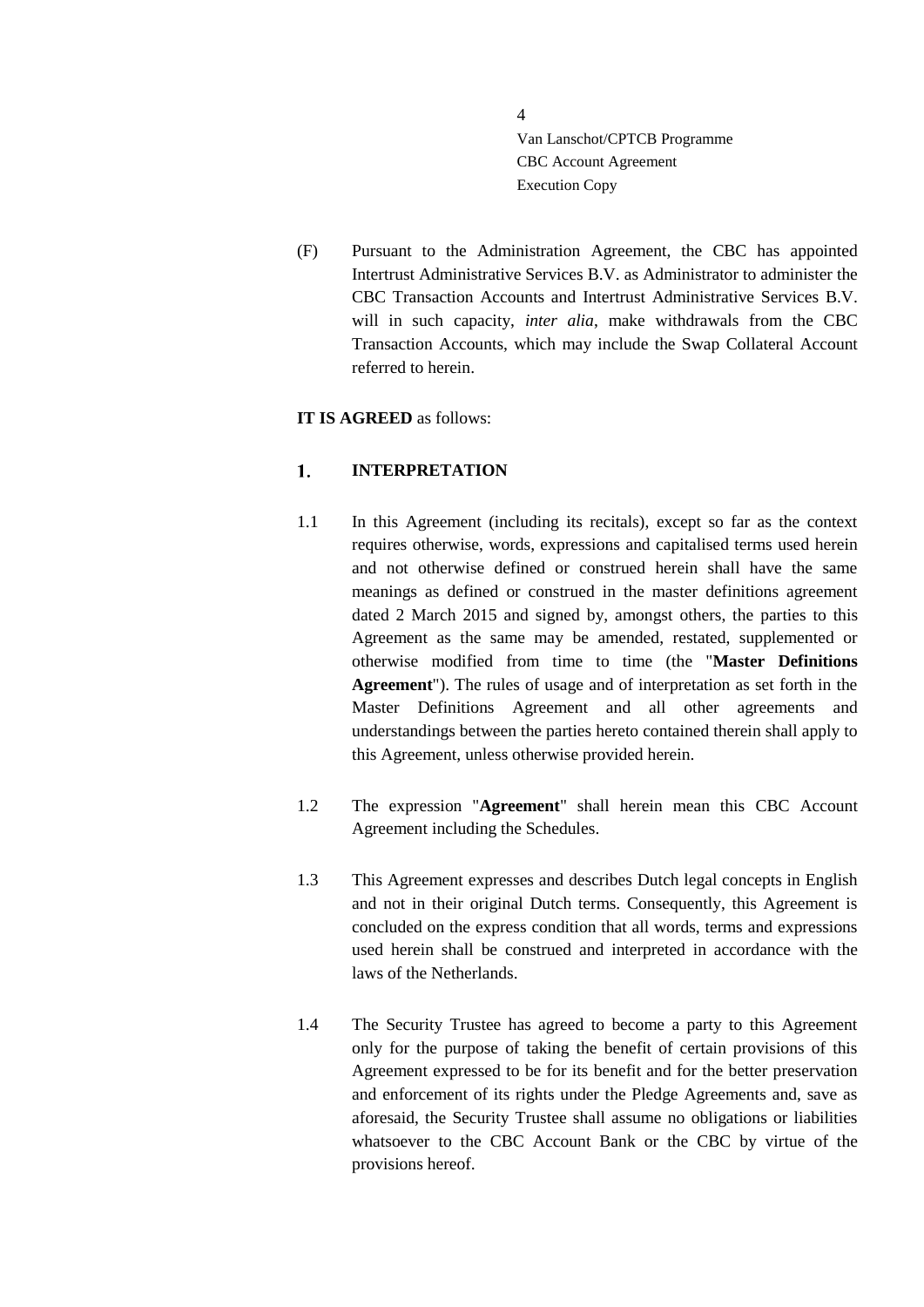(F) Pursuant to the Administration Agreement, the CBC has appointed Intertrust Administrative Services B.V. as Administrator to administer the CBC Transaction Accounts and Intertrust Administrative Services B.V. will in such capacity, *inter alia*, make withdrawals from the CBC Transaction Accounts, which may include the Swap Collateral Account referred to herein.

**IT IS AGREED** as follows:

## 1. INTERPRETATION

1.1 In this Agreement (including its recitals), except so far as the context requires otherwise, words, expressions and capitalised terms used herein and not otherwise defined or construed herein shall have the same meanings as defined or construed in the master definitions agreement dated 2 March 2015 and signed by, amongst others, the parties to this Agreement as the same may be amended, restated, supplemented or otherwise modified from time to time (the "**Master Definitions Agreement**"). The rules of usage and of interpretation as set forth in the Master Definitions Agreement and all other agreements and understandings between the parties hereto contained therein shall apply to this Agreement, unless otherwise provided herein.

1.2 The expression "**Agreement**" shall herein mean this CBC Account Agreement including the Schedules.

1.3 This Agreement expresses and describes Dutch legal concepts in English and not in their original Dutch terms. Consequently, this Agreement is concluded on the express condition that all words, terms and expressions used herein shall be construed and interpreted in accordance with the laws of the Netherlands.

1.4 The Security Trustee has agreed to become a party to this Agreement only for the purpose of taking the benefit of certain provisions of this Agreement expressed to be for its benefit and for the better preservation and enforcement of its rights under the Pledge Agreements and, save as aforesaid, the Security Trustee shall assume no obligations or liabilities whatsoever to the CBC Account Bank or the CBC by virtue of the provisions hereof.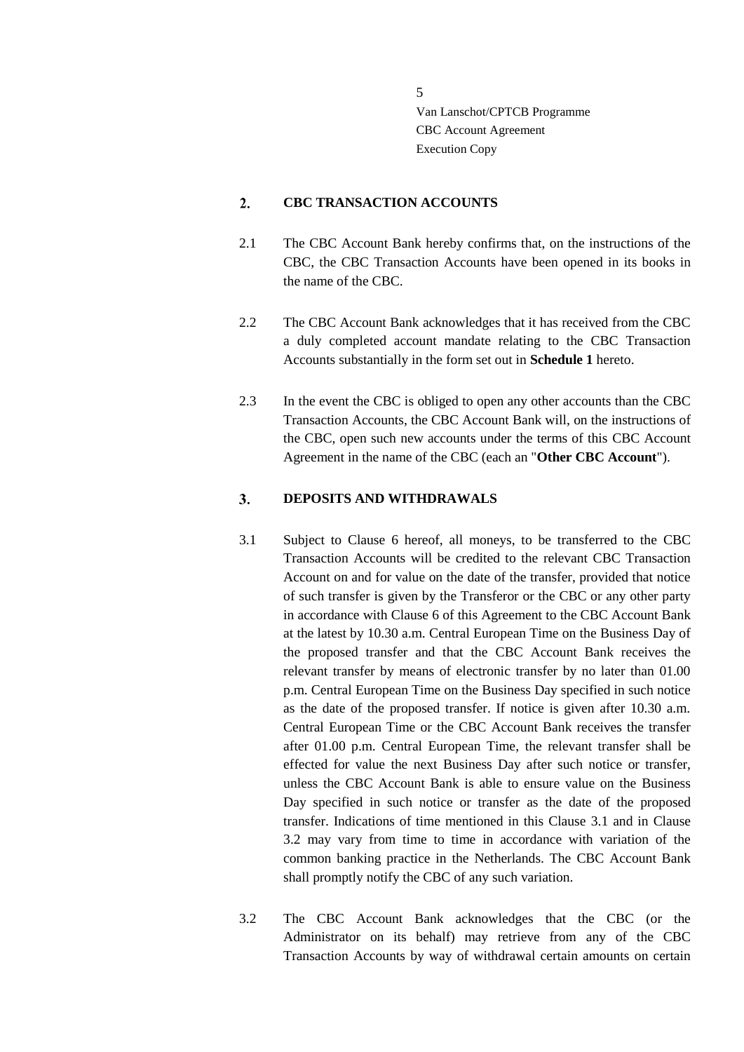## 2. CBC TRANSACTION ACCOUNTS

2.1 The CBC Account Bank hereby confirms that, on the instructions of the CBC, the CBC Transaction Accounts have been opened in its books in the name of the CBC.

2.2 The CBC Account Bank acknowledges that it has received from the CBC a duly completed account mandate relating to the CBC Transaction Accounts substantially in the form set out in **Schedule 1** hereto.

2.3 In the event the CBC is obliged to open any other accounts than the CBC Transaction Accounts, the CBC Account Bank will, on the instructions of the CBC, open such new accounts under the terms of this CBC Account Agreement in the name of the CBC (each an "**Other CBC Account**").

## 3. DEPOSITS AND WITHDRAWALS

3.1 Subject to Clause 6 hereof, all moneys, to be transferred to the CBC Transaction Accounts will be credited to the relevant CBC Transaction Account on and for value on the date of the transfer, provided that notice of such transfer is given by the Transferor or the CBC or any other party in accordance with Clause 6 of this Agreement to the CBC Account Bank at the latest by 10.30 a.m. Central European Time on the Business Day of the proposed transfer and that the CBC Account Bank receives the relevant transfer by means of electronic transfer by no later than 01.00 p.m. Central European Time on the Business Day specified in such notice as the date of the proposed transfer. If notice is given after 10.30 a.m. Central European Time or the CBC Account Bank receives the transfer after 01.00 p.m. Central European Time, the relevant transfer shall be effected for value the next Business Day after such notice or transfer, unless the CBC Account Bank is able to ensure value on the Business Day specified in such notice or transfer as the date of the proposed transfer. Indications of time mentioned in this Clause 3.1 and in Clause 3.2 may vary from time to time in accordance with variation of the common banking practice in the Netherlands. The CBC Account Bank shall promptly notify the CBC of any such variation.

3.2 The CBC Account Bank acknowledges that the CBC (or the Administrator on its behalf) may retrieve from any of the CBC Transaction Accounts by way of withdrawal certain amounts on certain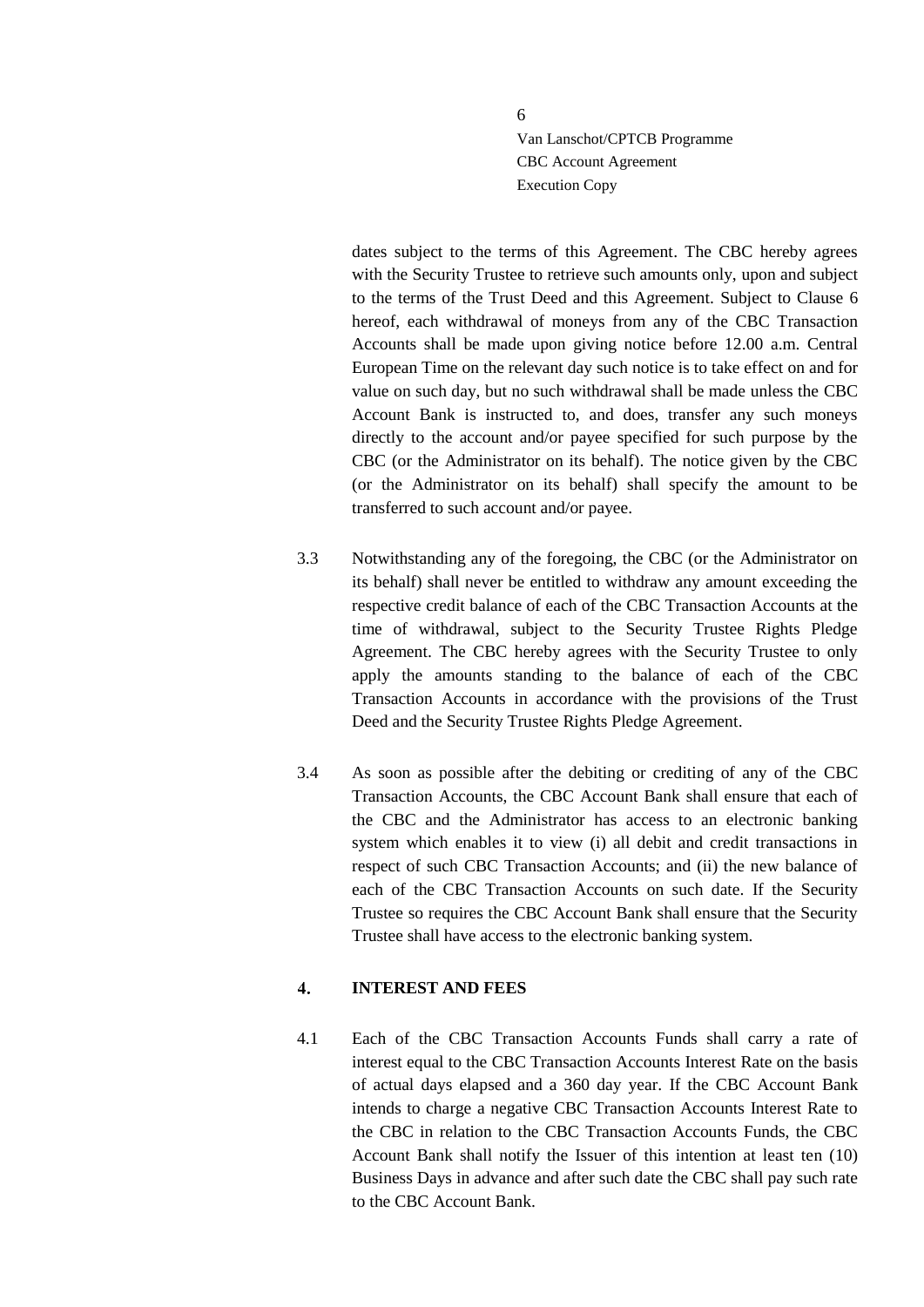dates subject to the terms of this Agreement. The CBC hereby agrees with the Security Trustee to retrieve such amounts only, upon and subject to the terms of the Trust Deed and this Agreement. Subject to Clause 6 hereof, each withdrawal of moneys from any of the CBC Transaction Accounts shall be made upon giving notice before 12.00 a.m. Central European Time on the relevant day such notice is to take effect on and for value on such day, but no such withdrawal shall be made unless the CBC Account Bank is instructed to, and does, transfer any such moneys directly to the account and/or payee specified for such purpose by the CBC (or the Administrator on its behalf). The notice given by the CBC (or the Administrator on its behalf) shall specify the amount to be transferred to such account and/or payee.

3.3 Notwithstanding any of the foregoing, the CBC (or the Administrator on its behalf) shall never be entitled to withdraw any amount exceeding the respective credit balance of each of the CBC Transaction Accounts at the time of withdrawal, subject to the Security Trustee Rights Pledge Agreement. The CBC hereby agrees with the Security Trustee to only apply the amounts standing to the balance of each of the CBC Transaction Accounts in accordance with the provisions of the Trust Deed and the Security Trustee Rights Pledge Agreement.

3.4 As soon as possible after the debiting or crediting of any of the CBC Transaction Accounts, the CBC Account Bank shall ensure that each of the CBC and the Administrator has access to an electronic banking system which enables it to view (i) all debit and credit transactions in respect of such CBC Transaction Accounts; and (ii) the new balance of each of the CBC Transaction Accounts on such date. If the Security Trustee so requires the CBC Account Bank shall ensure that the Security Trustee shall have access to the electronic banking system.

## 4. INTEREST AND FEES

4.1 Each of the CBC Transaction Accounts Funds shall carry a rate of interest equal to the CBC Transaction Accounts Interest Rate on the basis of actual days elapsed and a 360 day year. If the CBC Account Bank intends to charge a negative CBC Transaction Accounts Interest Rate to the CBC in relation to the CBC Transaction Accounts Funds, the CBC Account Bank shall notify the Issuer of this intention at least ten (10) Business Days in advance and after such date the CBC shall pay such rate to the CBC Account Bank.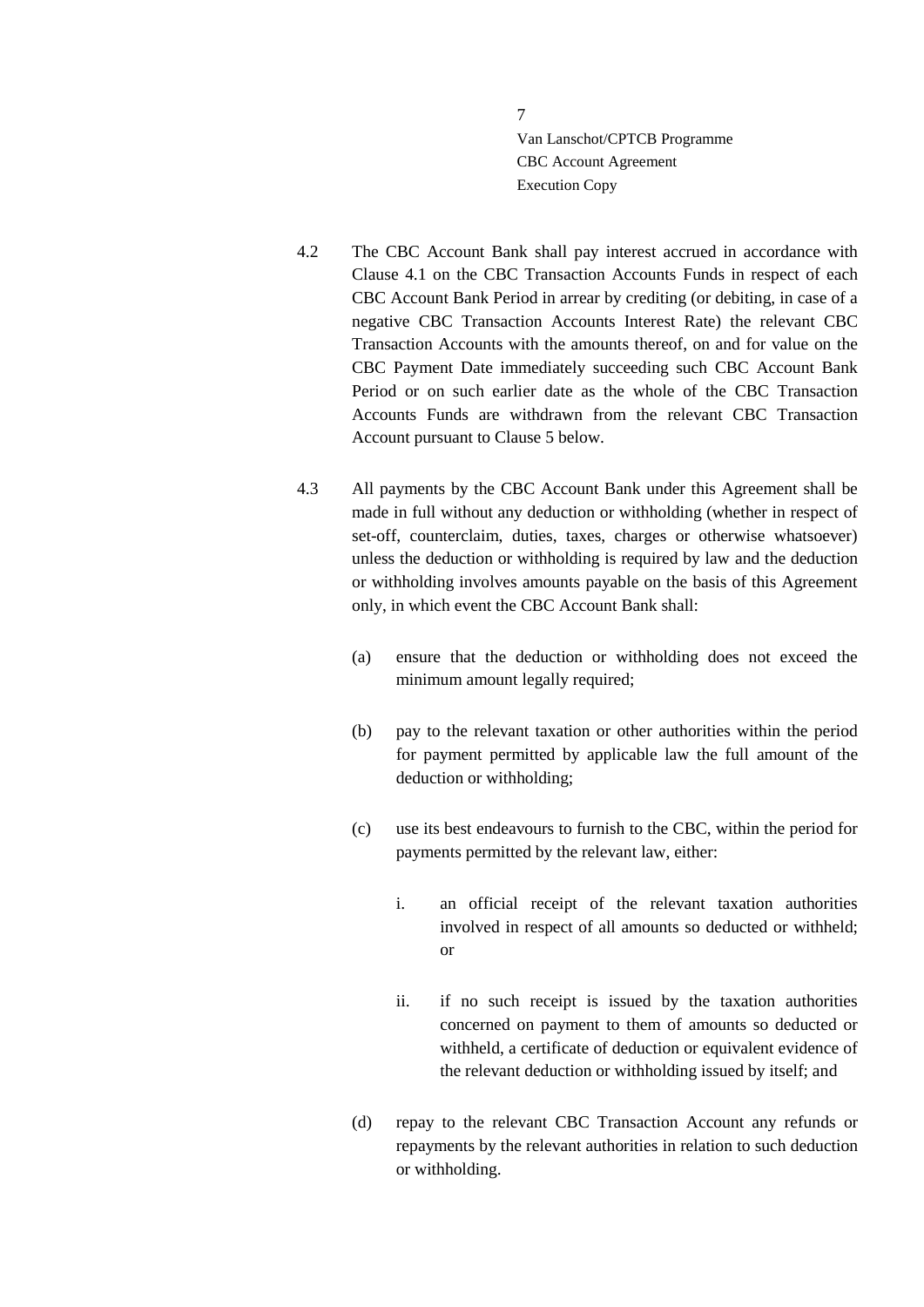4.2 The CBC Account Bank shall pay interest accrued in accordance with Clause 4.1 on the CBC Transaction Accounts Funds in respect of each CBC Account Bank Period in arrear by crediting (or debiting, in case of a negative CBC Transaction Accounts Interest Rate) the relevant CBC Transaction Accounts with the amounts thereof, on and for value on the CBC Payment Date immediately succeeding such CBC Account Bank Period or on such earlier date as the whole of the CBC Transaction Accounts Funds are withdrawn from the relevant CBC Transaction Account pursuant to Clause 5 below.

4.3 All payments by the CBC Account Bank under this Agreement shall be made in full without any deduction or withholding (whether in respect of set-off, counterclaim, duties, taxes, charges or otherwise whatsoever) unless the deduction or withholding is required by law and the deduction or withholding involves amounts payable on the basis of this Agreement only, in which event the CBC Account Bank shall:

(a) ensure that the deduction or withholding does not exceed the minimum amount legally required;

(b) pay to the relevant taxation or other authorities within the period for payment permitted by applicable law the full amount of the deduction or withholding;

(c) use its best endeavours to furnish to the CBC, within the period for payments permitted by the relevant law, either:

i. an official receipt of the relevant taxation authorities involved in respect of all amounts so deducted or withheld; or

ii. if no such receipt is issued by the taxation authorities concerned on payment to them of amounts so deducted or withheld, a certificate of deduction or equivalent evidence of the relevant deduction or withholding issued by itself; and

(d) repay to the relevant CBC Transaction Account any refunds or repayments by the relevant authorities in relation to such deduction or withholding.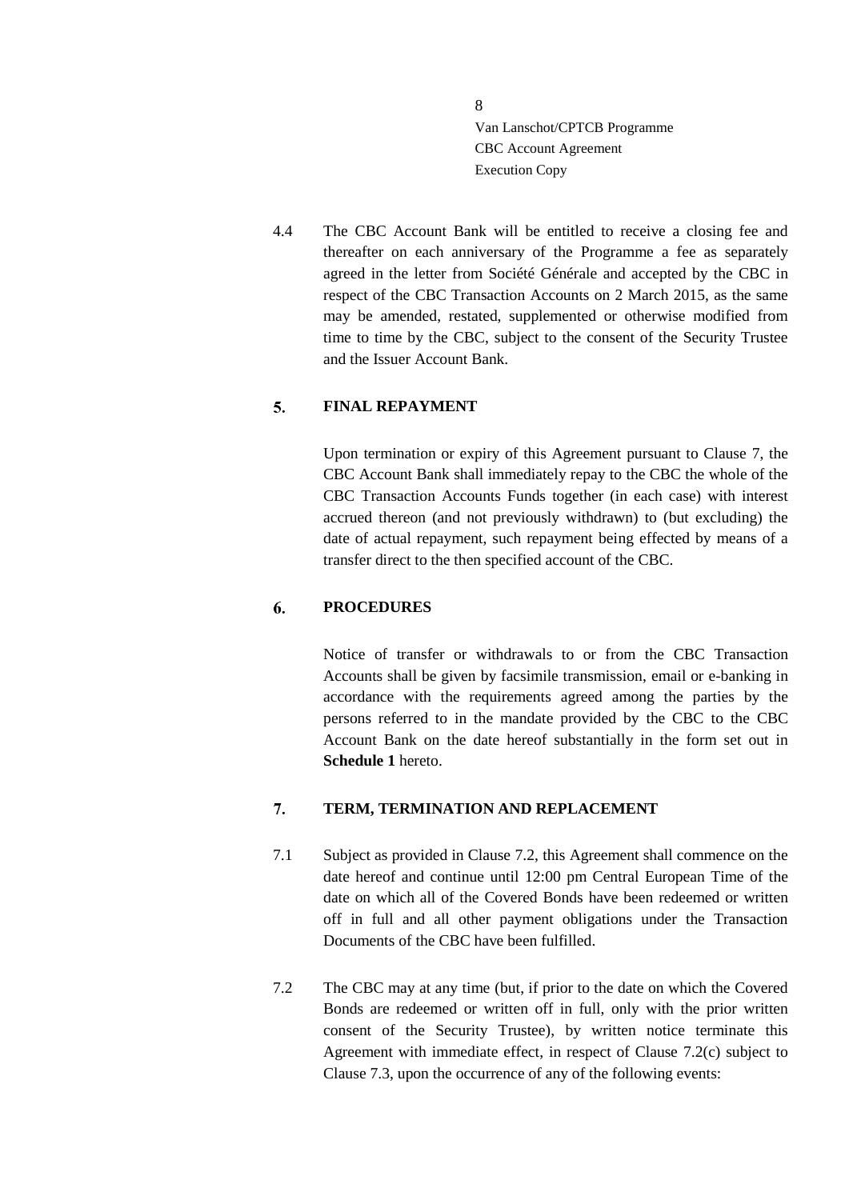4.4 The CBC Account Bank will be entitled to receive a closing fee and thereafter on each anniversary of the Programme a fee as separately agreed in the letter from Société Générale and accepted by the CBC in respect of the CBC Transaction Accounts on 2 March 2015, as the same may be amended, restated, supplemented or otherwise modified from time to time by the CBC, subject to the consent of the Security Trustee and the Issuer Account Bank.

## 5. FINAL REPAYMENT

Upon termination or expiry of this Agreement pursuant to Clause 7, the CBC Account Bank shall immediately repay to the CBC the whole of the CBC Transaction Accounts Funds together (in each case) with interest accrued thereon (and not previously withdrawn) to (but excluding) the date of actual repayment, such repayment being effected by means of a transfer direct to the then specified account of the CBC.

## 6. PROCEDURES

Notice of transfer or withdrawals to or from the CBC Transaction Accounts shall be given by facsimile transmission, email or e-banking in accordance with the requirements agreed among the parties by the persons referred to in the mandate provided by the CBC to the CBC Account Bank on the date hereof substantially in the form set out in **Schedule 1** hereto.

## 7. TERM, TERMINATION AND REPLACEMENT

7.1 Subject as provided in Clause 7.2, this Agreement shall commence on the date hereof and continue until 12:00 pm Central European Time of the date on which all of the Covered Bonds have been redeemed or written off in full and all other payment obligations under the Transaction Documents of the CBC have been fulfilled.

7.2 The CBC may at any time (but, if prior to the date on which the Covered Bonds are redeemed or written off in full, only with the prior written consent of the Security Trustee), by written notice terminate this Agreement with immediate effect, in respect of Clause 7.2(c) subject to Clause 7.3, upon the occurrence of any of the following events: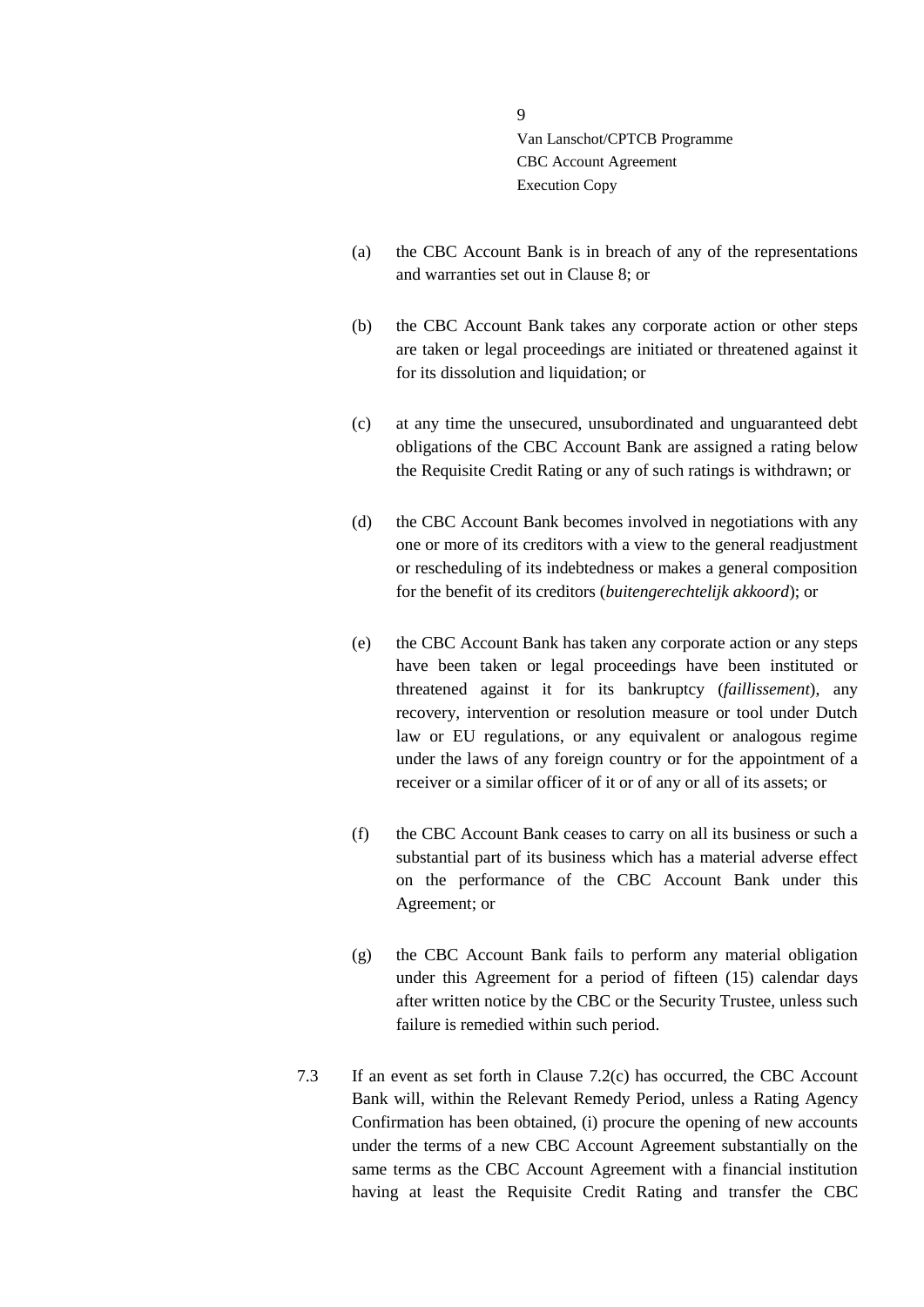(a) the CBC Account Bank is in breach of any of the representations and warranties set out in Clause 8; or

(b) the CBC Account Bank takes any corporate action or other steps are taken or legal proceedings are initiated or threatened against it for its dissolution and liquidation; or

(c) at any time the unsecured, unsubordinated and unguaranteed debt obligations of the CBC Account Bank are assigned a rating below the Requisite Credit Rating or any of such ratings is withdrawn; or

(d) the CBC Account Bank becomes involved in negotiations with any one or more of its creditors with a view to the general readjustment or rescheduling of its indebtedness or makes a general composition for the benefit of its creditors (*buitengerechtelijk akkoord*); or

(e) the CBC Account Bank has taken any corporate action or any steps have been taken or legal proceedings have been instituted or threatened against it for its bankruptcy (*faillissement*), any recovery, intervention or resolution measure or tool under Dutch law or EU regulations, or any equivalent or analogous regime under the laws of any foreign country or for the appointment of a receiver or a similar officer of it or of any or all of its assets; or

(f) the CBC Account Bank ceases to carry on all its business or such a substantial part of its business which has a material adverse effect on the performance of the CBC Account Bank under this Agreement; or

(g) the CBC Account Bank fails to perform any material obligation under this Agreement for a period of fifteen (15) calendar days after written notice by the CBC or the Security Trustee, unless such failure is remedied within such period.

7.3 If an event as set forth in Clause 7.2(c) has occurred, the CBC Account Bank will, within the Relevant Remedy Period, unless a Rating Agency Confirmation has been obtained, (i) procure the opening of new accounts under the terms of a new CBC Account Agreement substantially on the same terms as the CBC Account Agreement with a financial institution having at least the Requisite Credit Rating and transfer the CBC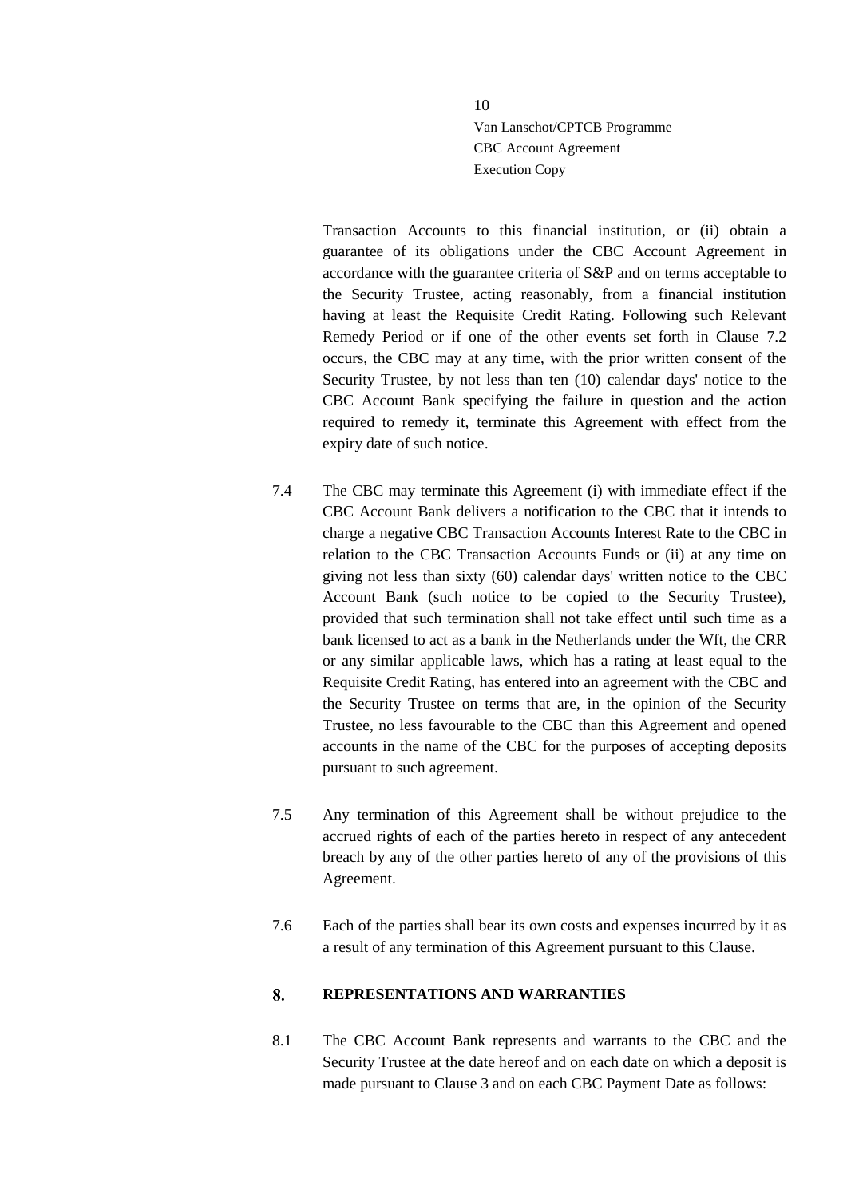Transaction Accounts to this financial institution, or (ii) obtain a guarantee of its obligations under the CBC Account Agreement in accordance with the guarantee criteria of S&P and on terms acceptable to the Security Trustee, acting reasonably, from a financial institution having at least the Requisite Credit Rating. Following such Relevant Remedy Period or if one of the other events set forth in Clause 7.2 occurs, the CBC may at any time, with the prior written consent of the Security Trustee, by not less than ten (10) calendar days' notice to the CBC Account Bank specifying the failure in question and the action required to remedy it, terminate this Agreement with effect from the expiry date of such notice.

7.4 The CBC may terminate this Agreement (i) with immediate effect if the CBC Account Bank delivers a notification to the CBC that it intends to charge a negative CBC Transaction Accounts Interest Rate to the CBC in relation to the CBC Transaction Accounts Funds or (ii) at any time on giving not less than sixty (60) calendar days' written notice to the CBC Account Bank (such notice to be copied to the Security Trustee), provided that such termination shall not take effect until such time as a bank licensed to act as a bank in the Netherlands under the Wft, the CRR or any similar applicable laws, which has a rating at least equal to the Requisite Credit Rating, has entered into an agreement with the CBC and the Security Trustee on terms that are, in the opinion of the Security Trustee, no less favourable to the CBC than this Agreement and opened accounts in the name of the CBC for the purposes of accepting deposits pursuant to such agreement.

7.5 Any termination of this Agreement shall be without prejudice to the accrued rights of each of the parties hereto in respect of any antecedent breach by any of the other parties hereto of any of the provisions of this Agreement.

7.6 Each of the parties shall bear its own costs and expenses incurred by it as a result of any termination of this Agreement pursuant to this Clause.

## 8. REPRESENTATIONS AND WARRANTIES

8.1 The CBC Account Bank represents and warrants to the CBC and the Security Trustee at the date hereof and on each date on which a deposit is made pursuant to Clause 3 and on each CBC Payment Date as follows: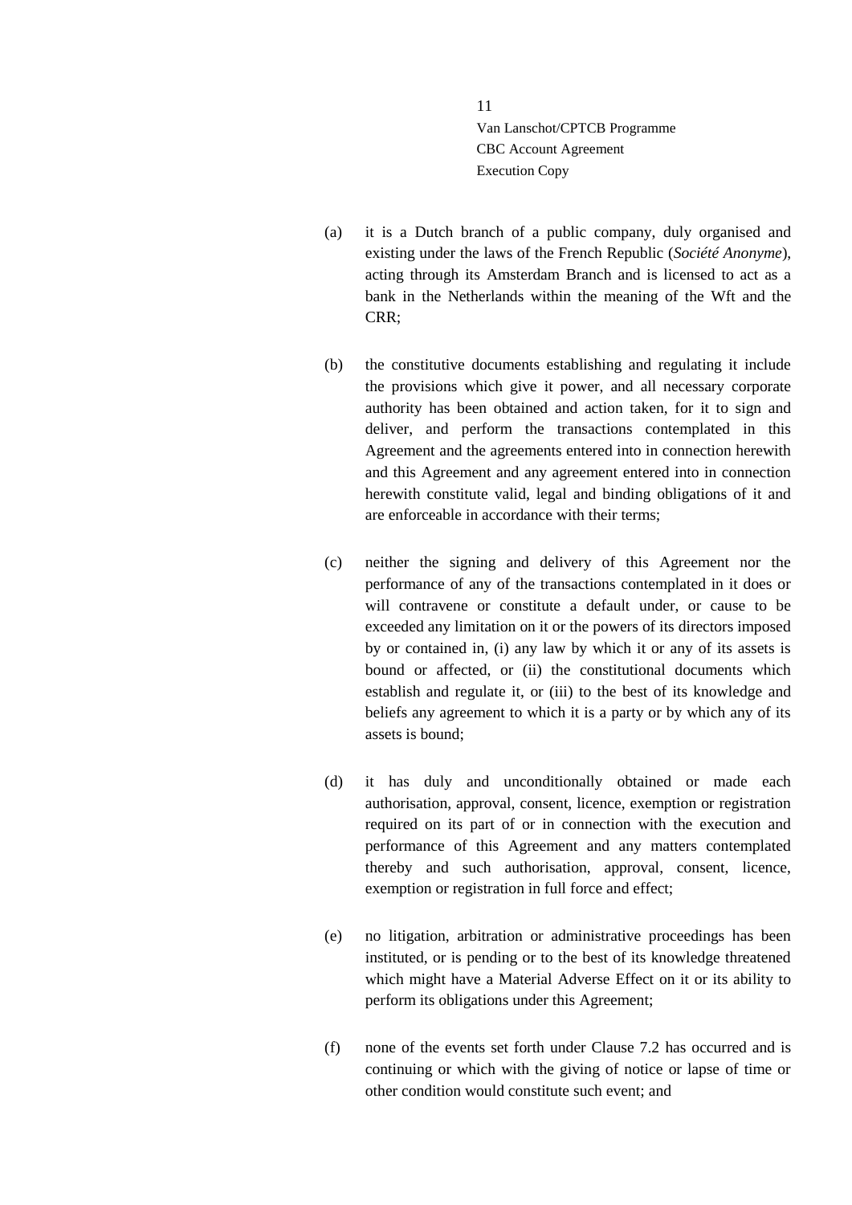(a) it is a Dutch branch of a public company, duly organised and existing under the laws of the French Republic (*Société Anonyme*), acting through its Amsterdam Branch and is licensed to act as a bank in the Netherlands within the meaning of the Wft and the CRR;

(b) the constitutive documents establishing and regulating it include the provisions which give it power, and all necessary corporate authority has been obtained and action taken, for it to sign and deliver, and perform the transactions contemplated in this Agreement and the agreements entered into in connection herewith and this Agreement and any agreement entered into in connection herewith constitute valid, legal and binding obligations of it and are enforceable in accordance with their terms;

(c) neither the signing and delivery of this Agreement nor the performance of any of the transactions contemplated in it does or will contravene or constitute a default under, or cause to be exceeded any limitation on it or the powers of its directors imposed by or contained in, (i) any law by which it or any of its assets is bound or affected, or (ii) the constitutional documents which establish and regulate it, or (iii) to the best of its knowledge and beliefs any agreement to which it is a party or by which any of its assets is bound;

(d) it has duly and unconditionally obtained or made each authorisation, approval, consent, licence, exemption or registration required on its part of or in connection with the execution and performance of this Agreement and any matters contemplated thereby and such authorisation, approval, consent, licence, exemption or registration in full force and effect;

(e) no litigation, arbitration or administrative proceedings has been instituted, or is pending or to the best of its knowledge threatened which might have a Material Adverse Effect on it or its ability to perform its obligations under this Agreement;

(f) none of the events set forth under Clause 7.2 has occurred and is continuing or which with the giving of notice or lapse of time or other condition would constitute such event; and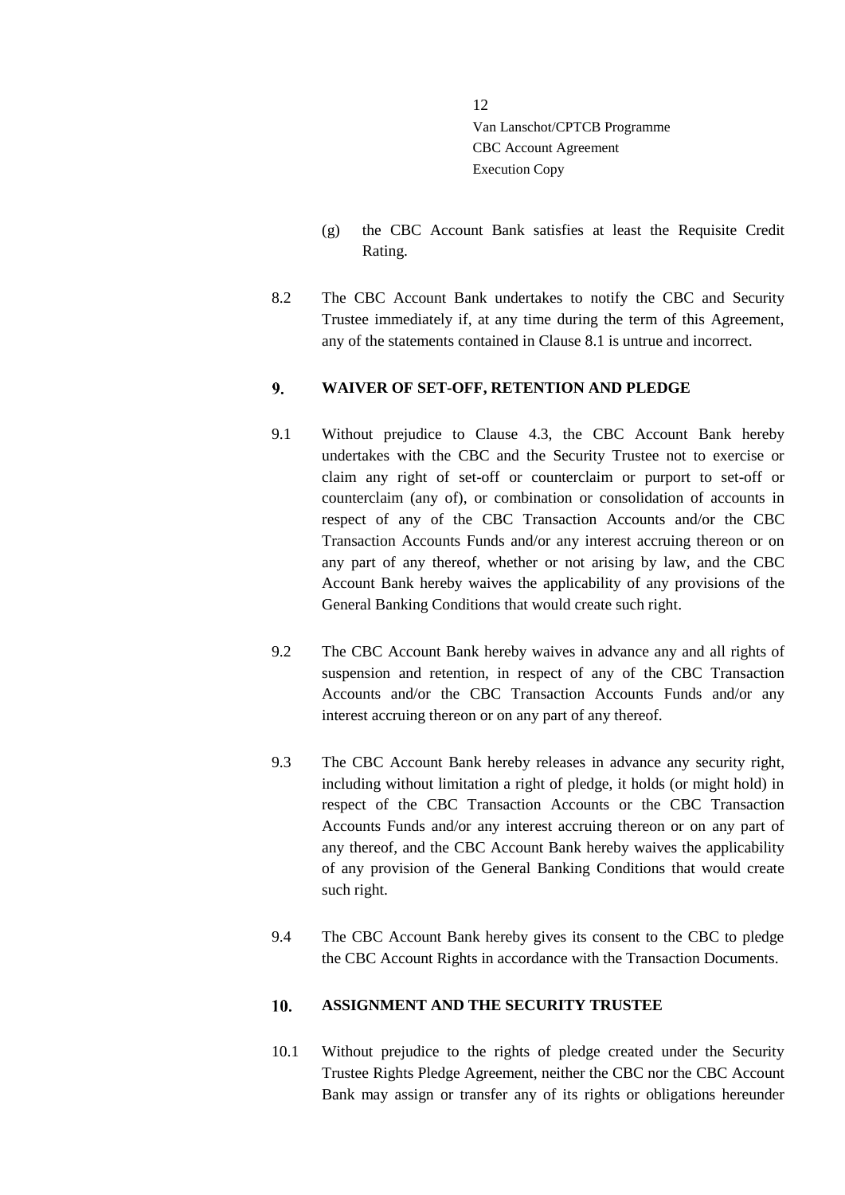(g) the CBC Account Bank satisfies at least the Requisite Credit Rating.

8.2 The CBC Account Bank undertakes to notify the CBC and Security Trustee immediately if, at any time during the term of this Agreement, any of the statements contained in Clause 8.1 is untrue and incorrect.

## 9. WAIVER OF SET-OFF, RETENTION AND PLEDGE

9.1 Without prejudice to Clause 4.3, the CBC Account Bank hereby undertakes with the CBC and the Security Trustee not to exercise or claim any right of set-off or counterclaim or purport to set-off or counterclaim (any of), or combination or consolidation of accounts in respect of any of the CBC Transaction Accounts and/or the CBC Transaction Accounts Funds and/or any interest accruing thereon or on any part of any thereof, whether or not arising by law, and the CBC Account Bank hereby waives the applicability of any provisions of the General Banking Conditions that would create such right.

9.2 The CBC Account Bank hereby waives in advance any and all rights of suspension and retention, in respect of any of the CBC Transaction Accounts and/or the CBC Transaction Accounts Funds and/or any interest accruing thereon or on any part of any thereof.

9.3 The CBC Account Bank hereby releases in advance any security right, including without limitation a right of pledge, it holds (or might hold) in respect of the CBC Transaction Accounts or the CBC Transaction Accounts Funds and/or any interest accruing thereon or on any part of any thereof, and the CBC Account Bank hereby waives the applicability of any provision of the General Banking Conditions that would create such right.

9.4 The CBC Account Bank hereby gives its consent to the CBC to pledge the CBC Account Rights in accordance with the Transaction Documents.

## 10. ASSIGNMENT AND THE SECURITY TRUSTEE

10.1 Without prejudice to the rights of pledge created under the Security Trustee Rights Pledge Agreement, neither the CBC nor the CBC Account Bank may assign or transfer any of its rights or obligations hereunder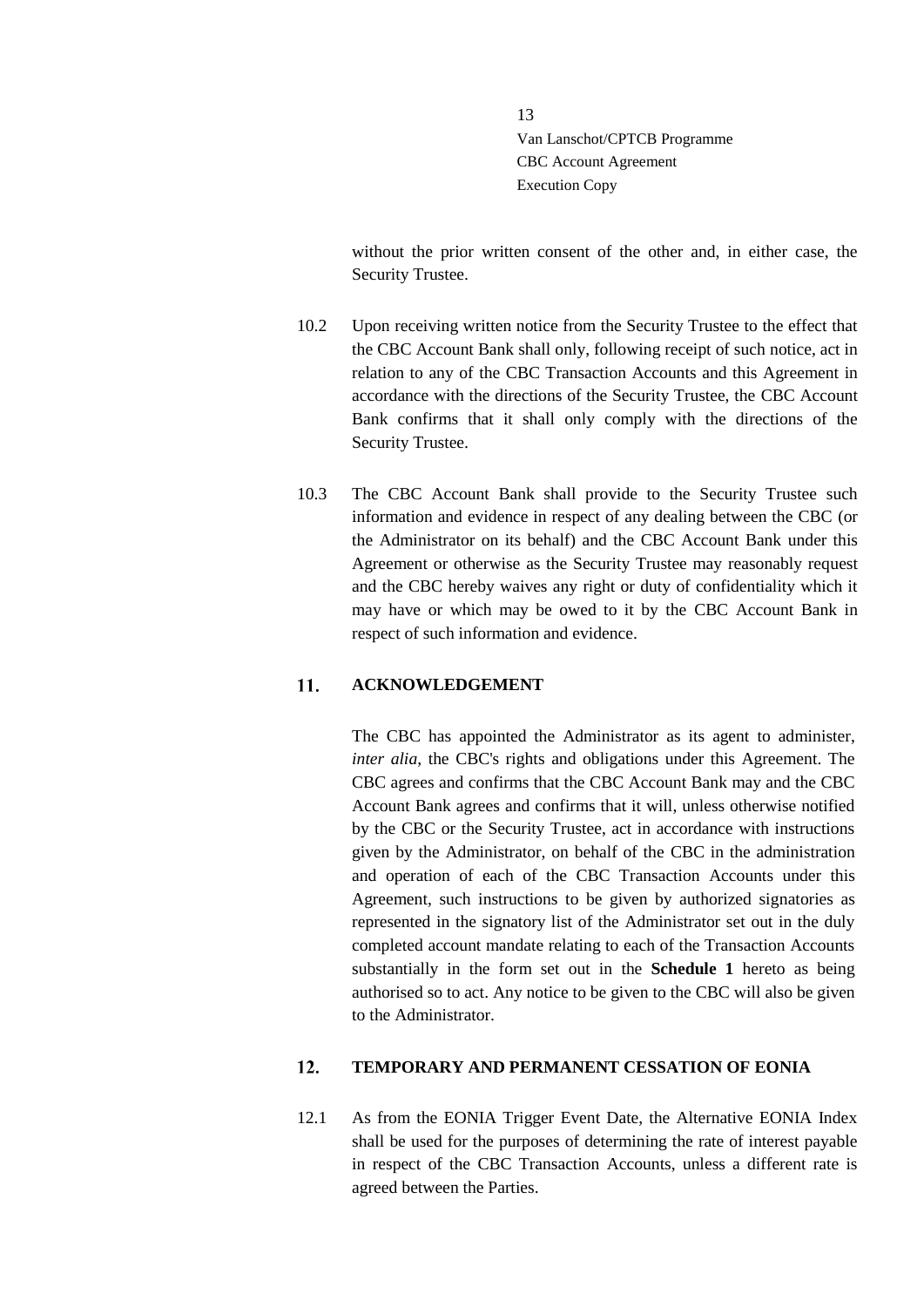without the prior written consent of the other and, in either case, the Security Trustee.

10.2 Upon receiving written notice from the Security Trustee to the effect that the CBC Account Bank shall only, following receipt of such notice, act in relation to any of the CBC Transaction Accounts and this Agreement in accordance with the directions of the Security Trustee, the CBC Account Bank confirms that it shall only comply with the directions of the Security Trustee.

10.3 The CBC Account Bank shall provide to the Security Trustee such information and evidence in respect of any dealing between the CBC (or the Administrator on its behalf) and the CBC Account Bank under this Agreement or otherwise as the Security Trustee may reasonably request and the CBC hereby waives any right or duty of confidentiality which it may have or which may be owed to it by the CBC Account Bank in respect of such information and evidence.

## 11. ACKNOWLEDGEMENT

The CBC has appointed the Administrator as its agent to administer, *inter alia*, the CBC's rights and obligations under this Agreement. The CBC agrees and confirms that the CBC Account Bank may and the CBC Account Bank agrees and confirms that it will, unless otherwise notified by the CBC or the Security Trustee, act in accordance with instructions given by the Administrator, on behalf of the CBC in the administration and operation of each of the CBC Transaction Accounts under this Agreement, such instructions to be given by authorized signatories as represented in the signatory list of the Administrator set out in the duly completed account mandate relating to each of the Transaction Accounts substantially in the form set out in the **Schedule 1** hereto as being authorised so to act. Any notice to be given to the CBC will also be given to the Administrator.

## 12. TEMPORARY AND PERMANENT CESSATION OF EONIA

12.1 As from the EONIA Trigger Event Date, the Alternative EONIA Index shall be used for the purposes of determining the rate of interest payable in respect of the CBC Transaction Accounts, unless a different rate is agreed between the Parties.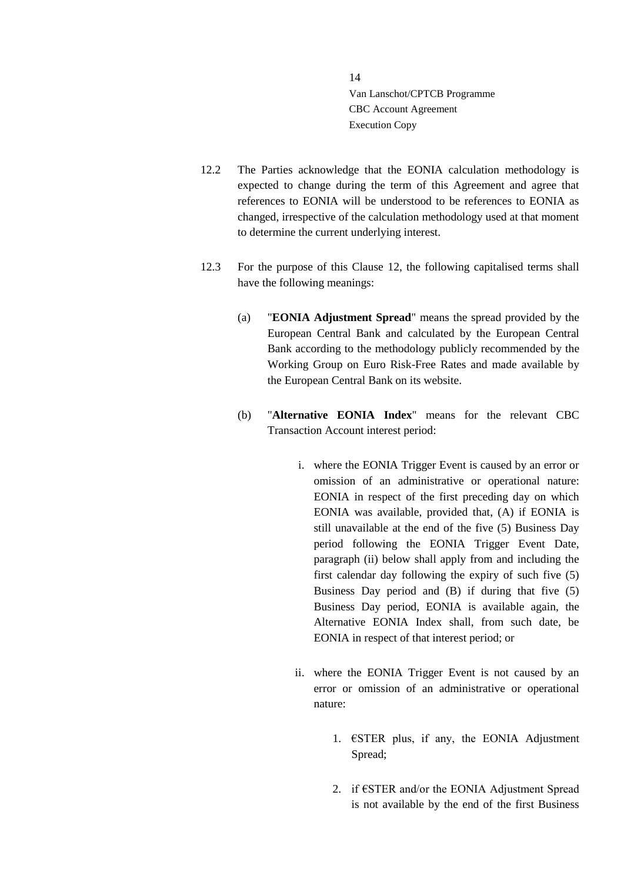12.2 The Parties acknowledge that the EONIA calculation methodology is expected to change during the term of this Agreement and agree that references to EONIA will be understood to be references to EONIA as changed, irrespective of the calculation methodology used at that moment to determine the current underlying interest.

12.3 For the purpose of this Clause 12, the following capitalised terms shall have the following meanings:

(a) "**EONIA Adjustment Spread**" means the spread provided by the European Central Bank and calculated by the European Central Bank according to the methodology publicly recommended by the Working Group on Euro Risk-Free Rates and made available by the European Central Bank on its website.

(b) "**Alternative EONIA Index**" means for the relevant CBC Transaction Account interest period:

i. where the EONIA Trigger Event is caused by an error or omission of an administrative or operational nature: EONIA in respect of the first preceding day on which EONIA was available, provided that, (A) if EONIA is still unavailable at the end of the five (5) Business Day period following the EONIA Trigger Event Date, paragraph (ii) below shall apply from and including the first calendar day following the expiry of such five (5) Business Day period and (B) if during that five (5) Business Day period, EONIA is available again, the Alternative EONIA Index shall, from such date, be EONIA in respect of that interest period; or

ii. where the EONIA Trigger Event is not caused by an error or omission of an administrative or operational nature:

1. €STER plus, if any, the EONIA Adjustment Spread;

2. if €STER and/or the EONIA Adjustment Spread is not available by the end of the first Business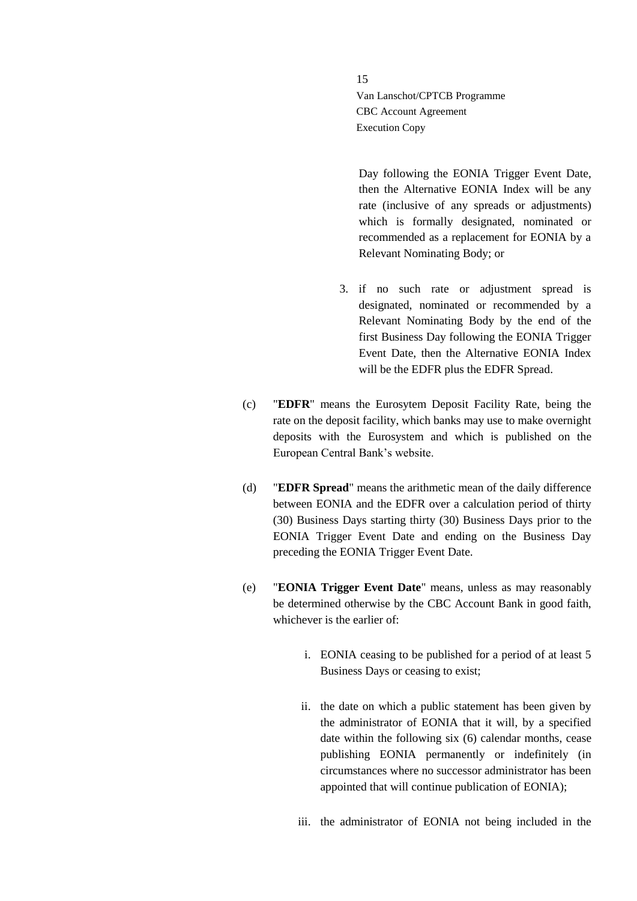Day following the EONIA Trigger Event Date, then the Alternative EONIA Index will be any rate (inclusive of any spreads or adjustments) which is formally designated, nominated or recommended as a replacement for EONIA by a Relevant Nominating Body; or

3. if no such rate or adjustment spread is designated, nominated or recommended by a Relevant Nominating Body by the end of the first Business Day following the EONIA Trigger Event Date, then the Alternative EONIA Index will be the EDFR plus the EDFR Spread.

(c) "**EDFR**" means the Eurosytem Deposit Facility Rate, being the rate on the deposit facility, which banks may use to make overnight deposits with the Eurosystem and which is published on the European Central Bank's website.

(d) "**EDFR Spread**" means the arithmetic mean of the daily difference between EONIA and the EDFR over a calculation period of thirty (30) Business Days starting thirty (30) Business Days prior to the EONIA Trigger Event Date and ending on the Business Day preceding the EONIA Trigger Event Date.

(e) "**EONIA Trigger Event Date**" means, unless as may reasonably be determined otherwise by the CBC Account Bank in good faith, whichever is the earlier of:

i. EONIA ceasing to be published for a period of at least 5 Business Days or ceasing to exist;

ii. the date on which a public statement has been given by the administrator of EONIA that it will, by a specified date within the following six (6) calendar months, cease publishing EONIA permanently or indefinitely (in circumstances where no successor administrator has been appointed that will continue publication of EONIA);

iii. the administrator of EONIA not being included in the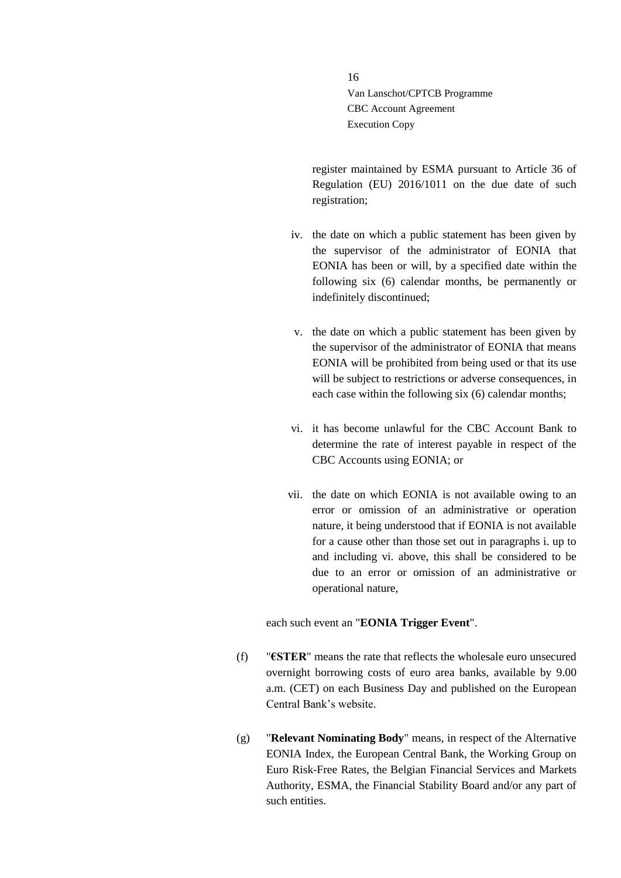register maintained by ESMA pursuant to Article 36 of Regulation (EU) 2016/1011 on the due date of such registration;

iv. the date on which a public statement has been given by the supervisor of the administrator of EONIA that EONIA has been or will, by a specified date within the following six (6) calendar months, be permanently or indefinitely discontinued;

v. the date on which a public statement has been given by the supervisor of the administrator of EONIA that means EONIA will be prohibited from being used or that its use will be subject to restrictions or adverse consequences, in each case within the following six (6) calendar months;

vi. it has become unlawful for the CBC Account Bank to determine the rate of interest payable in respect of the CBC Accounts using EONIA; or

vii. the date on which EONIA is not available owing to an error or omission of an administrative or operation nature, it being understood that if EONIA is not available for a cause other than those set out in paragraphs i. up to and including vi. above, this shall be considered to be due to an error or omission of an administrative or operational nature,

each such event an "**EONIA Trigger Event**".

(f) "**€STER**" means the rate that reflects the wholesale euro unsecured overnight borrowing costs of euro area banks, available by 9.00 a.m. (CET) on each Business Day and published on the European Central Bank's website.

(g) "**Relevant Nominating Body**" means, in respect of the Alternative EONIA Index, the European Central Bank, the Working Group on Euro Risk-Free Rates, the Belgian Financial Services and Markets Authority, ESMA, the Financial Stability Board and/or any part of such entities.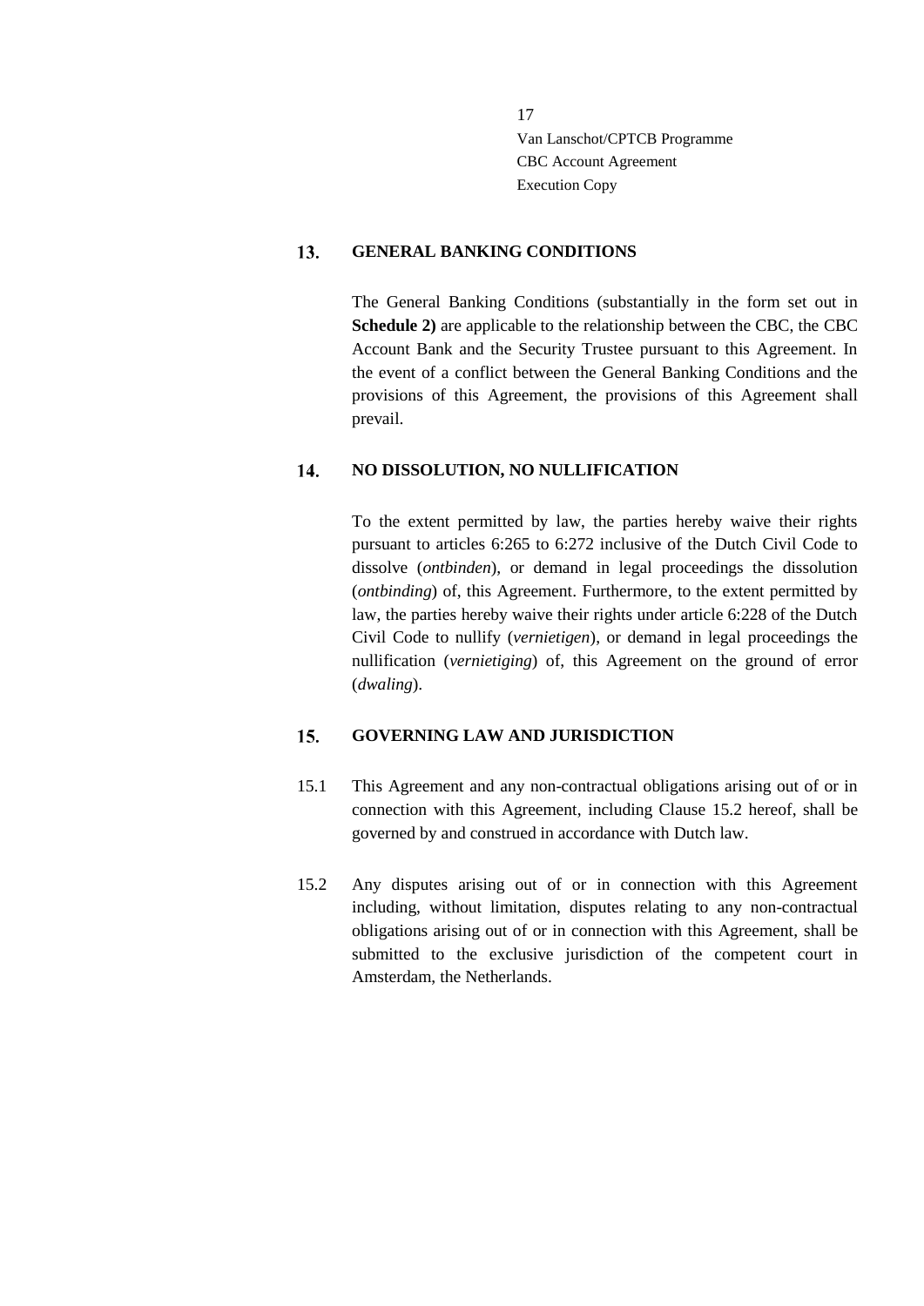## 13. GENERAL BANKING CONDITIONS

The General Banking Conditions (substantially in the form set out in **Schedule 2)** are applicable to the relationship between the CBC, the CBC Account Bank and the Security Trustee pursuant to this Agreement. In the event of a conflict between the General Banking Conditions and the provisions of this Agreement, the provisions of this Agreement shall prevail.

## 14. NO DISSOLUTION, NO NULLIFICATION

To the extent permitted by law, the parties hereby waive their rights pursuant to articles 6:265 to 6:272 inclusive of the Dutch Civil Code to dissolve (*ontbinden*), or demand in legal proceedings the dissolution (*ontbinding*) of, this Agreement. Furthermore, to the extent permitted by law, the parties hereby waive their rights under article 6:228 of the Dutch Civil Code to nullify (*vernietigen*), or demand in legal proceedings the nullification (*vernietiging*) of, this Agreement on the ground of error (*dwaling*).

## 15. GOVERNING LAW AND JURISDICTION

15.1 This Agreement and any non-contractual obligations arising out of or in connection with this Agreement, including Clause 15.2 hereof, shall be governed by and construed in accordance with Dutch law.

15.2 Any disputes arising out of or in connection with this Agreement including, without limitation, disputes relating to any non-contractual obligations arising out of or in connection with this Agreement, shall be submitted to the exclusive jurisdiction of the competent court in Amsterdam, the Netherlands.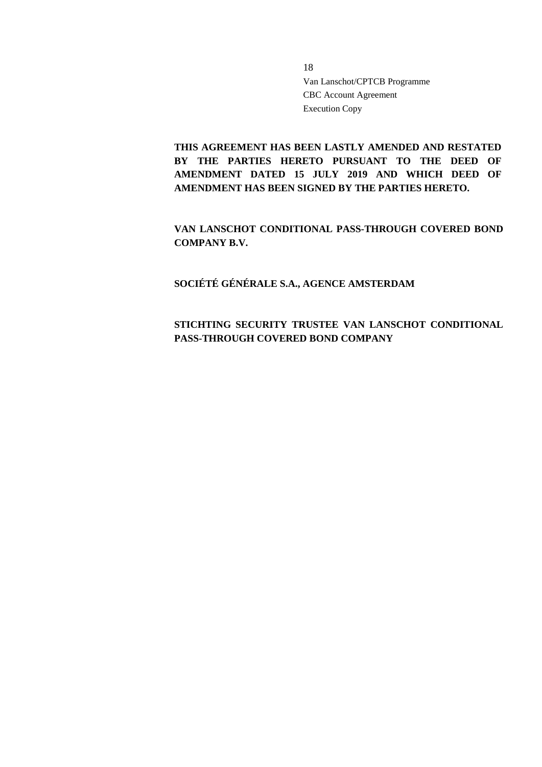**THIS AGREEMENT HAS BEEN LASTLY AMENDED AND RESTATED BY THE PARTIES HERETO PURSUANT TO THE DEED OF AMENDMENT DATED 15 JULY 2019 AND WHICH DEED OF AMENDMENT HAS BEEN SIGNED BY THE PARTIES HERETO.**

**VAN LANSCHOT CONDITIONAL PASS-THROUGH COVERED BOND COMPANY B.V.**

**SOCIÉTÉ GÉNÉRALE S.A., AGENCE AMSTERDAM**

**STICHTING SECURITY TRUSTEE VAN LANSCHOT CONDITIONAL PASS-THROUGH COVERED BOND COMPANY**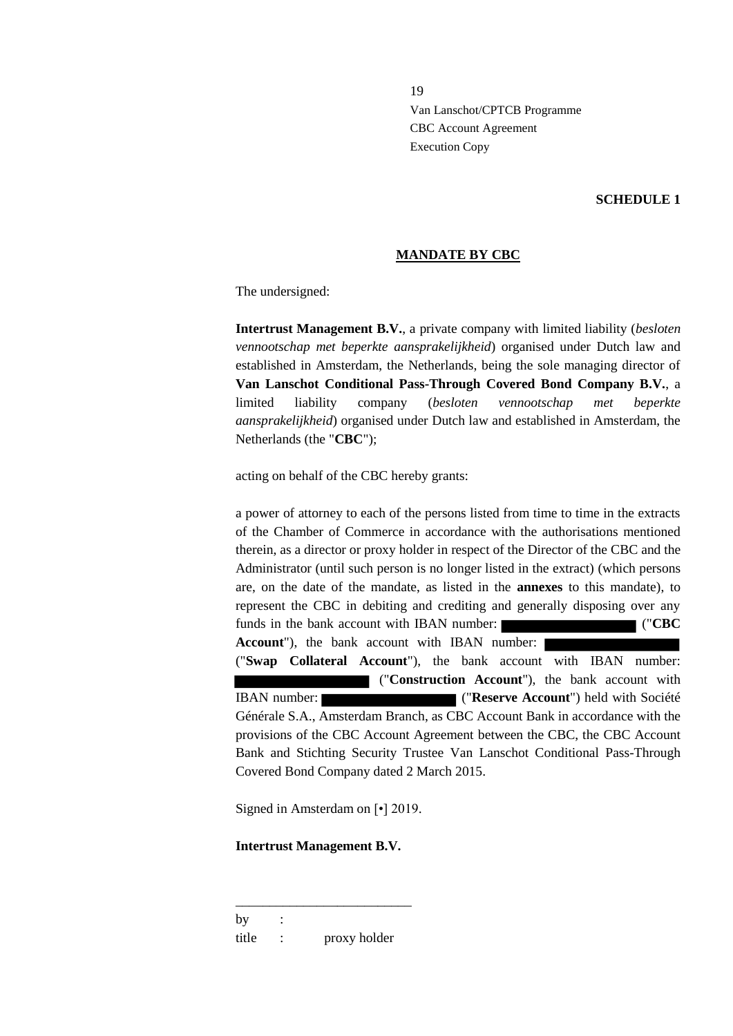**SCHEDULE 1**

**MANDATE BY CBC**

The undersigned:

**Intertrust Management B.V.**, a private company with limited liability (*besloten vennootschap met beperkte aansprakelijkheid*) organised under Dutch law and established in Amsterdam, the Netherlands, being the sole managing director of **Van Lanschot Conditional Pass-Through Covered Bond Company B.V.**, a limited liability company (*besloten vennootschap met beperkte aansprakelijkheid*) organised under Dutch law and established in Amsterdam, the Netherlands (the "**CBC**");

acting on behalf of the CBC hereby grants:

a power of attorney to each of the persons listed from time to time in the extracts of the Chamber of Commerce in accordance with the authorisations mentioned therein, as a director or proxy holder in respect of the Director of the CBC and the Administrator (until such person is no longer listed in the extract) (which persons are, on the date of the mandate, as listed in the **annexes** to this mandate), to represent the CBC in debiting and crediting and generally disposing over any funds in the bank account with IBAN number: [REDACTED] ("**CBC Account**"), the bank account with IBAN number: [REDACTED] ("**Swap Collateral Account**"), the bank account with IBAN number: [REDACTED] ("**Construction Account**"), the bank account with IBAN number: [REDACTED] ("**Reserve Account**") held with Société Générale S.A., Amsterdam Branch, as CBC Account Bank in accordance with the provisions of the CBC Account Agreement between the CBC, the CBC Account Bank and Stichting Security Trustee Van Lanschot Conditional Pass-Through Covered Bond Company dated 2 March 2015.

Signed in Amsterdam on [•] 2019.

**Intertrust Management B.V.**

\_\_\_\_\_\_\_\_\_\_\_\_\_\_\_\_\_\_\_\_\_\_\_\_\_\_

by :

title : proxy holder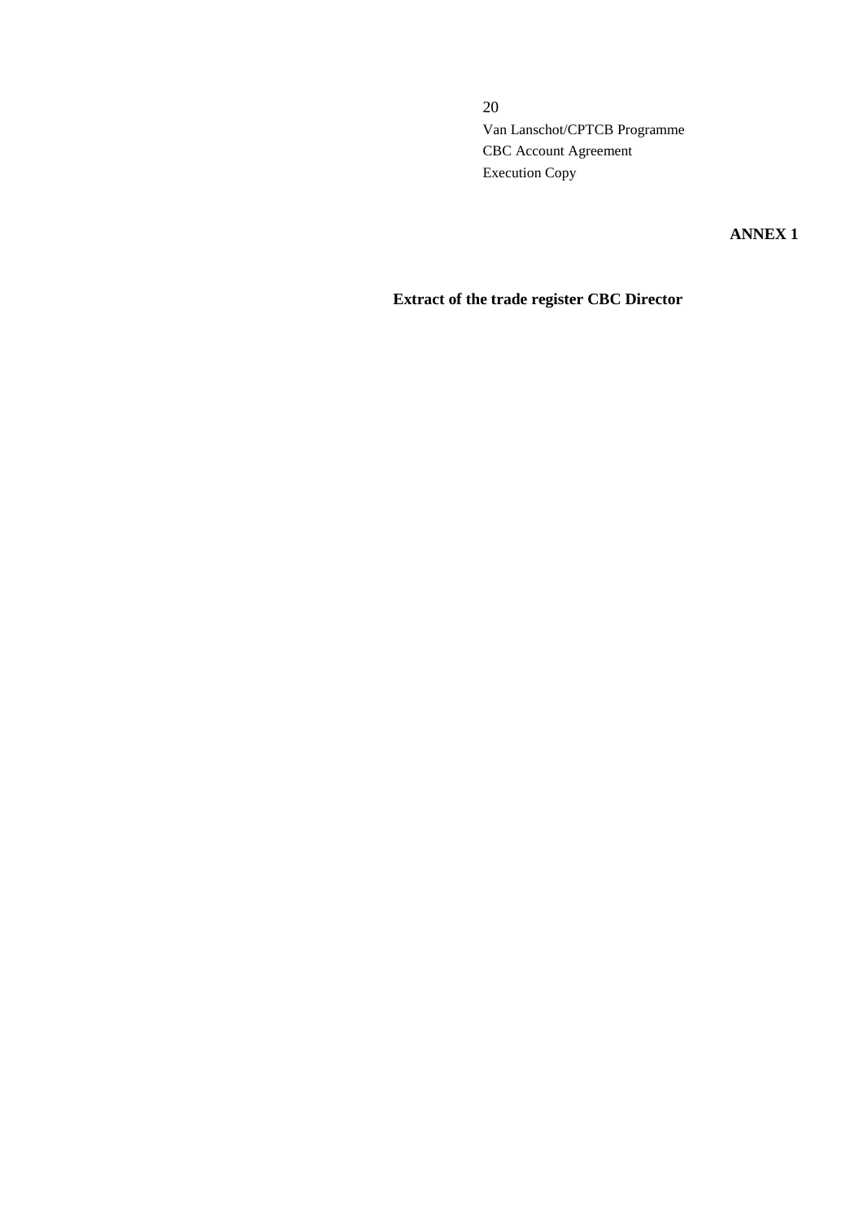**ANNEX 1**

**Extract of the trade register CBC Director**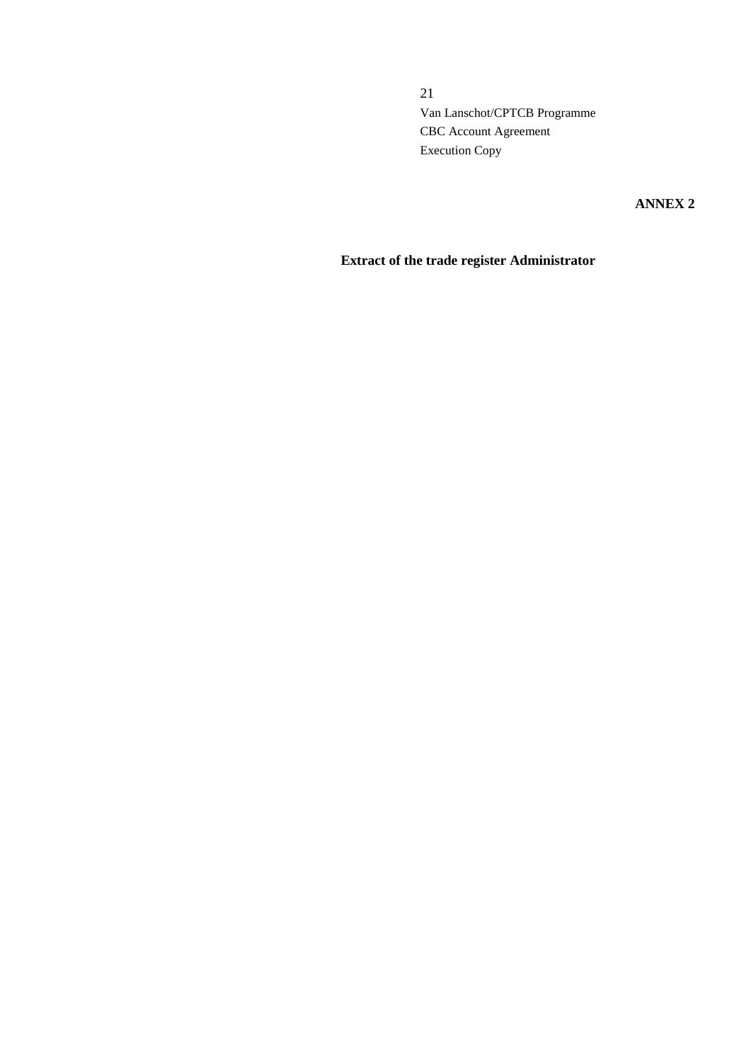**ANNEX 2**

**Extract of the trade register Administrator**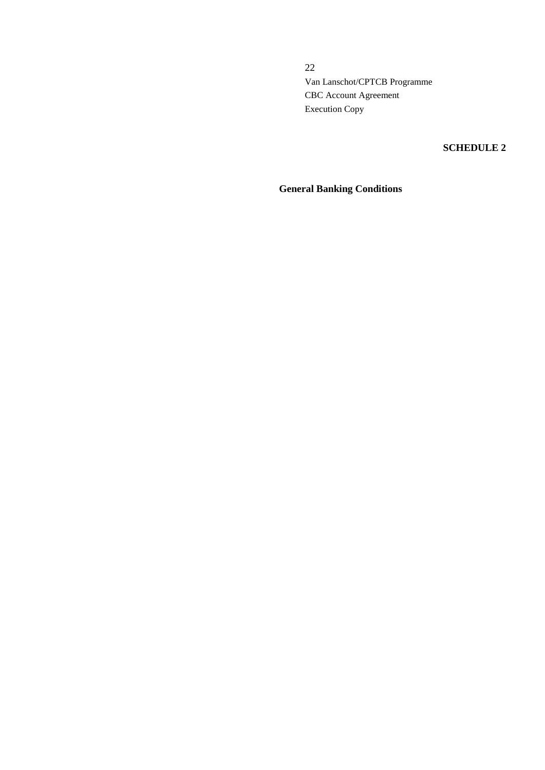## SCHEDULE 2

### General Banking Conditions